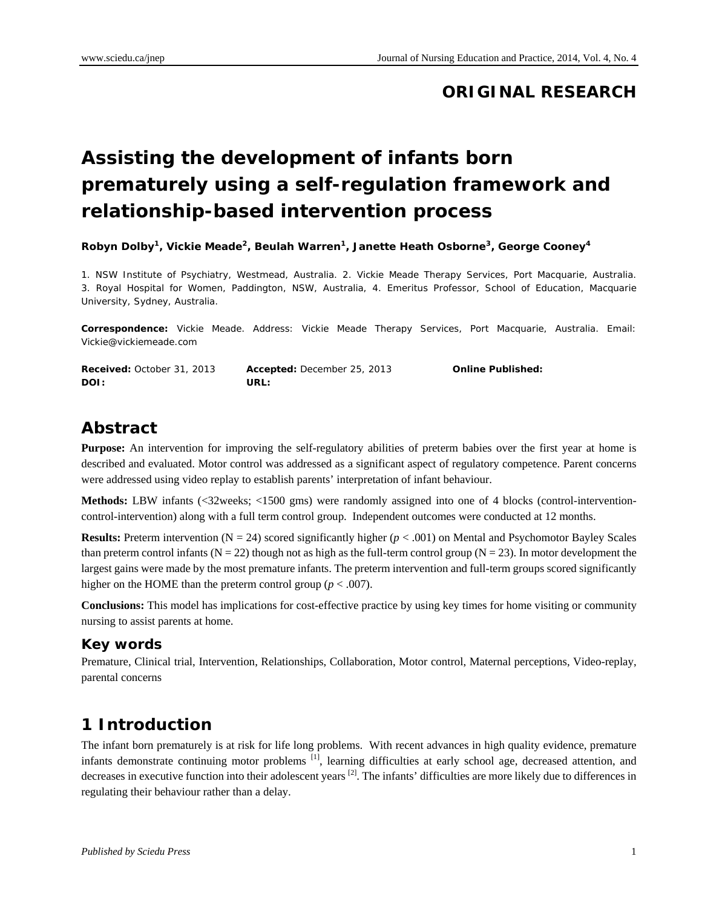**ORIGINAL RESEARCH**

# Assisting the development of infants born prematurely using a self-regulation framework and relationship-based intervention process

**Robyn Dolby[1], Vickie Meade[2], Beulah Warren[1], Janette Heath Osborne[3], George Cooney[4]**

1. NSW Institute of Psychiatry, Westmead, Australia. 2. Vickie Meade Therapy Services, Port Macquarie, Australia. 3. Royal Hospital for Women, Paddington, NSW, Australia, 4. Emeritus Professor, School of Education, Macquarie University, Sydney, Australia.

**Correspondence:** Vickie Meade. Address: Vickie Meade Therapy Services, Port Macquarie, Australia. Email: Vickie@vickiemeade.com

**Received:** October 31, 2013 **Accepted:** December 25, 2013 **Online Published:**
**DOI:** **URL:**

## Abstract

**Purpose:** An intervention for improving the self-regulatory abilities of preterm babies over the first year at home is described and evaluated. Motor control was addressed as a significant aspect of regulatory competence. Parent concerns were addressed using video replay to establish parents' interpretation of infant behaviour.

**Methods:** LBW infants (<32weeks; <1500 gms) were randomly assigned into one of 4 blocks (control-intervention-control-intervention) along with a full term control group. Independent outcomes were conducted at 12 months.

**Results:** Preterm intervention ($N = 24$) scored significantly higher ($p < .001$) on Mental and Psychomotor Bayley Scales than preterm control infants ($N = 22$) though not as high as the full-term control group ($N = 23$). In motor development the largest gains were made by the most premature infants. The preterm intervention and full-term groups scored significantly higher on the HOME than the preterm control group ($p < .007$).

**Conclusions:** This model has implications for cost-effective practice by using key times for home visiting or community nursing to assist parents at home.

### Key words

Premature, Clinical trial, Intervention, Relationships, Collaboration, Motor control, Maternal perceptions, Video-replay, parental concerns

## 1 Introduction

The infant born prematurely is at risk for life long problems. With recent advances in high quality evidence, premature infants demonstrate continuing motor problems [1], learning difficulties at early school age, decreased attention, and decreases in executive function into their adolescent years [2]. The infants' difficulties are more likely due to differences in regulating their behaviour rather than a delay.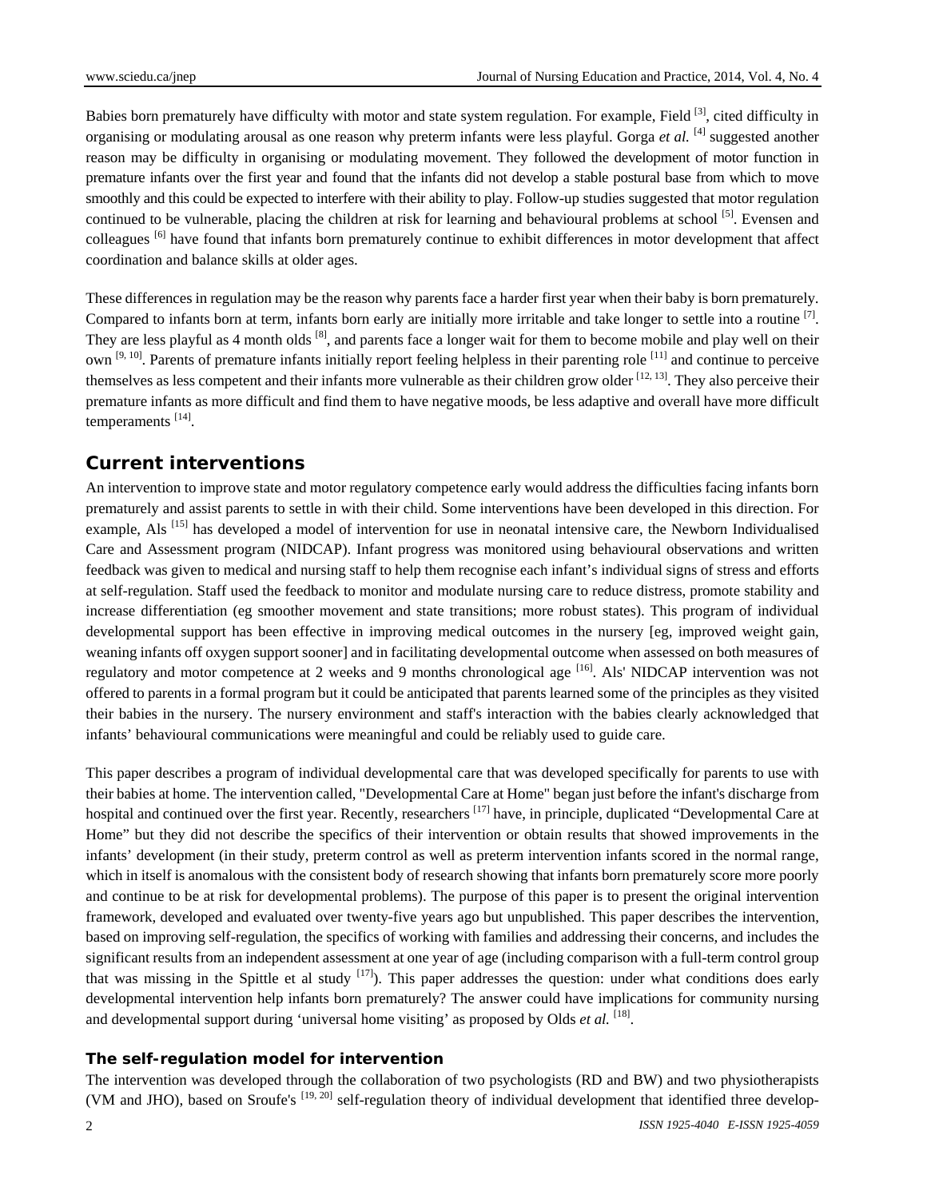Babies born prematurely have difficulty with motor and state system regulation. For example, Field [3], cited difficulty in organising or modulating arousal as one reason why preterm infants were less playful. Gorga *et al.* [4] suggested another reason may be difficulty in organising or modulating movement. They followed the development of motor function in premature infants over the first year and found that the infants did not develop a stable postural base from which to move smoothly and this could be expected to interfere with their ability to play. Follow-up studies suggested that motor regulation continued to be vulnerable, placing the children at risk for learning and behavioural problems at school [5]. Evensen and colleagues [6] have found that infants born prematurely continue to exhibit differences in motor development that affect coordination and balance skills at older ages.

These differences in regulation may be the reason why parents face a harder first year when their baby is born prematurely. Compared to infants born at term, infants born early are initially more irritable and take longer to settle into a routine [7]. They are less playful as 4 month olds [8], and parents face a longer wait for them to become mobile and play well on their own [9, 10]. Parents of premature infants initially report feeling helpless in their parenting role [11] and continue to perceive themselves as less competent and their infants more vulnerable as their children grow older [12, 13]. They also perceive their premature infants as more difficult and find them to have negative moods, be less adaptive and overall have more difficult temperaments [14].

## Current interventions

An intervention to improve state and motor regulatory competence early would address the difficulties facing infants born prematurely and assist parents to settle in with their child. Some interventions have been developed in this direction. For example, Als [15] has developed a model of intervention for use in neonatal intensive care, the Newborn Individualised Care and Assessment program (NIDCAP). Infant progress was monitored using behavioural observations and written feedback was given to medical and nursing staff to help them recognise each infant's individual signs of stress and efforts at self-regulation. Staff used the feedback to monitor and modulate nursing care to reduce distress, promote stability and increase differentiation (eg smoother movement and state transitions; more robust states). This program of individual developmental support has been effective in improving medical outcomes in the nursery [eg, improved weight gain, weaning infants off oxygen support sooner] and in facilitating developmental outcome when assessed on both measures of regulatory and motor competence at 2 weeks and 9 months chronological age [16]. Als' NIDCAP intervention was not offered to parents in a formal program but it could be anticipated that parents learned some of the principles as they visited their babies in the nursery. The nursery environment and staff's interaction with the babies clearly acknowledged that infants' behavioural communications were meaningful and could be reliably used to guide care.

This paper describes a program of individual developmental care that was developed specifically for parents to use with their babies at home. The intervention called, "Developmental Care at Home" began just before the infant's discharge from hospital and continued over the first year. Recently, researchers [17] have, in principle, duplicated "Developmental Care at Home" but they did not describe the specifics of their intervention or obtain results that showed improvements in the infants' development (in their study, preterm control as well as preterm intervention infants scored in the normal range, which in itself is anomalous with the consistent body of research showing that infants born prematurely score more poorly and continue to be at risk for developmental problems). The purpose of this paper is to present the original intervention framework, developed and evaluated over twenty-five years ago but unpublished. This paper describes the intervention, based on improving self-regulation, the specifics of working with families and addressing their concerns, and includes the significant results from an independent assessment at one year of age (including comparison with a full-term control group that was missing in the Spittle et al study [17]). This paper addresses the question: under what conditions does early developmental intervention help infants born prematurely? The answer could have implications for community nursing and developmental support during 'universal home visiting' as proposed by Olds *et al.* [18].

### The self-regulation model for intervention

The intervention was developed through the collaboration of two psychologists (RD and BW) and two physiotherapists (VM and JHO), based on Sroufe's [19, 20] self-regulation theory of individual development that identified three develop-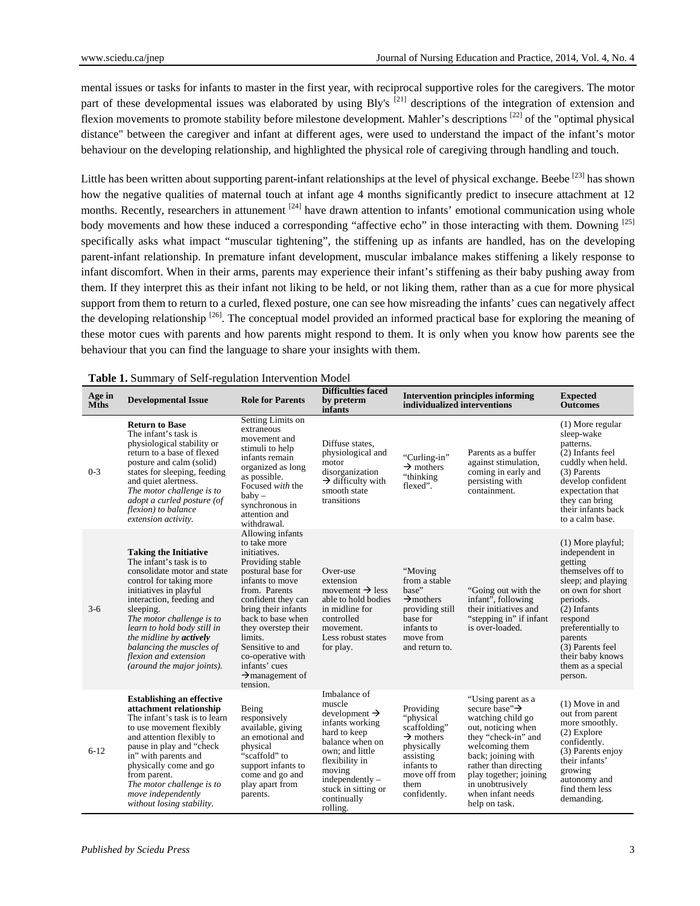mental issues or tasks for infants to master in the first year, with reciprocal supportive roles for the caregivers. The motor part of these developmental issues was elaborated by using Bly's [21] descriptions of the integration of extension and flexion movements to promote stability before milestone development. Mahler's descriptions [22] of the "optimal physical distance" between the caregiver and infant at different ages, were used to understand the impact of the infant's motor behaviour on the developing relationship, and highlighted the physical role of caregiving through handling and touch.

Little has been written about supporting parent-infant relationships at the level of physical exchange. Beebe [23] has shown how the negative qualities of maternal touch at infant age 4 months significantly predict to insecure attachment at 12 months. Recently, researchers in attunement [24] have drawn attention to infants' emotional communication using whole body movements and how these induced a corresponding "affective echo" in those interacting with them. Downing [25] specifically asks what impact "muscular tightening", the stiffening up as infants are handled, has on the developing parent-infant relationship. In premature infant development, muscular imbalance makes stiffening a likely response to infant discomfort. When in their arms, parents may experience their infant's stiffening as their baby pushing away from them. If they interpret this as their infant not liking to be held, or not liking them, rather than as a cue for more physical support from them to return to a curled, flexed posture, one can see how misreading the infants' cues can negatively affect the developing relationship [26]. The conceptual model provided an informed practical base for exploring the meaning of these motor cues with parents and how parents might respond to them. It is only when you know how parents see the behaviour that you can find the language to share your insights with them.

**Table 1.** Summary of Self-regulation Intervention Model

| Age in Mths | Developmental Issue | Role for Parents | Difficulties faced by preterm infants | Intervention principles informing individualized interventions | | Expected Outcomes |
|---|---|---|---|---|---|---|
| 0-3 | **Return to Base** The infant's task is physiological stability or return to a base of flexed posture and calm (solid) states for sleeping, feeding and quiet alertness. *The motor challenge is to adopt a curled posture (of flexion) to balance extension activity.* | Setting Limits on extraneous movement and stimuli to help infants remain organized as long as possible. Focused *with* the baby – synchronous in attention and withdrawal. | Diffuse states, physiological and motor disorganization → difficulty with smooth state transitions | "Curling-in" → mothers "thinking flexed". | Parents as a buffer against stimulation, coming in early and persisting with containment. | (1) More regular sleep-wake patterns. (2) Infants feel cuddly when held. (3) Parents develop confident expectation that they can bring their infants back to a calm base. |
| 3-6 | **Taking the Initiative** The infant's task is to consolidate motor and state control for taking more initiatives in playful interaction, feeding and sleeping. *The motor challenge is to learn to hold body still in the midline by **actively** balancing the muscles of flexion and extension (around the major joints).* | Allowing infants to take more initiatives. Providing stable postural base for infants to move from. Parents confident they can bring their infants back to base when they overstep their limits. Sensitive to and co-operative with infants' cues →management of tension. | Over-use extension movement → less able to hold bodies in midline for controlled movement. Less robust states for play. | "Moving from a stable base" →mothers providing still base for infants to move from and return to. | "Going out with the infant", following their initiatives and "stepping in" if infant is over-loaded. | (1) More playful; independent in getting themselves off to sleep; and playing on own for short periods. (2) Infants respond preferentially to parents (3) Parents feel their baby knows them as a special person. |
| 6-12 | **Establishing an effective attachment relationship** The infant's task is to learn to use movement flexibly and attention flexibly to pause in play and "check in" with parents and physically come and go from parent. *The motor challenge is to move independently without losing stability.* | Being responsively available, giving an emotional and physical "scaffold" to support infants to come and go and play apart from parents. | Imbalance of muscle development → infants working hard to keep balance when on own; and little flexibility in moving independently – stuck in sitting or continually rolling. | Providing "physical scaffolding" → mothers physically assisting infants to move off from them confidently. | "Using parent as a secure base"→ watching child go out, noticing when they "check-in" and welcoming them back; joining with rather than directing play together; joining in unobtrusively when infant needs help on task. | (1) Move in and out from parent more smoothly. (2) Explore confidently. (3) Parents enjoy their infants' growing autonomy and find them less demanding. |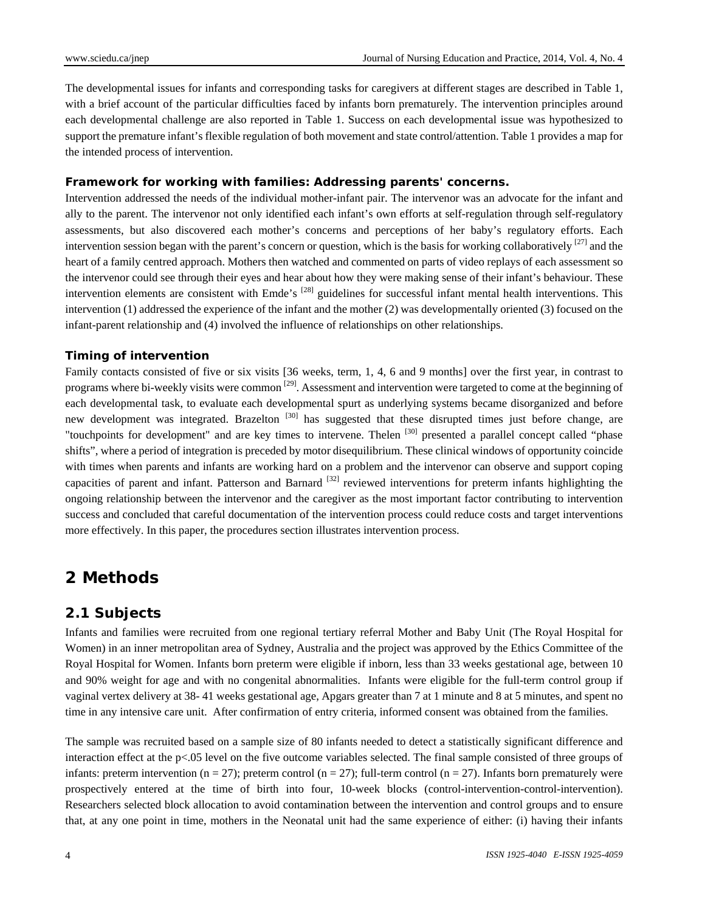The developmental issues for infants and corresponding tasks for caregivers at different stages are described in Table 1, with a brief account of the particular difficulties faced by infants born prematurely. The intervention principles around each developmental challenge are also reported in Table 1. Success on each developmental issue was hypothesized to support the premature infant's flexible regulation of both movement and state control/attention. Table 1 provides a map for the intended process of intervention.

#### Framework for working with families: Addressing parents' concerns.

Intervention addressed the needs of the individual mother-infant pair. The intervenor was an advocate for the infant and ally to the parent. The intervenor not only identified each infant's own efforts at self-regulation through self-regulatory assessments, but also discovered each mother's concerns and perceptions of her baby's regulatory efforts. Each intervention session began with the parent's concern or question, which is the basis for working collaboratively [27] and the heart of a family centred approach. Mothers then watched and commented on parts of video replays of each assessment so the intervenor could see through their eyes and hear about how they were making sense of their infant's behaviour. These intervention elements are consistent with Emde's [28] guidelines for successful infant mental health interventions. This intervention (1) addressed the experience of the infant and the mother (2) was developmentally oriented (3) focused on the infant-parent relationship and (4) involved the influence of relationships on other relationships.

#### Timing of intervention

Family contacts consisted of five or six visits [36 weeks, term, 1, 4, 6 and 9 months] over the first year, in contrast to programs where bi-weekly visits were common [29]. Assessment and intervention were targeted to come at the beginning of each developmental task, to evaluate each developmental spurt as underlying systems became disorganized and before new development was integrated. Brazelton [30] has suggested that these disrupted times just before change, are "touchpoints for development" and are key times to intervene. Thelen [30] presented a parallel concept called "phase shifts", where a period of integration is preceded by motor disequilibrium. These clinical windows of opportunity coincide with times when parents and infants are working hard on a problem and the intervenor can observe and support coping capacities of parent and infant. Patterson and Barnard [32] reviewed interventions for preterm infants highlighting the ongoing relationship between the intervenor and the caregiver as the most important factor contributing to intervention success and concluded that careful documentation of the intervention process could reduce costs and target interventions more effectively. In this paper, the procedures section illustrates intervention process.

## 2 Methods

### 2.1 Subjects

Infants and families were recruited from one regional tertiary referral Mother and Baby Unit (The Royal Hospital for Women) in an inner metropolitan area of Sydney, Australia and the project was approved by the Ethics Committee of the Royal Hospital for Women. Infants born preterm were eligible if inborn, less than 33 weeks gestational age, between 10 and 90% weight for age and with no congenital abnormalities. Infants were eligible for the full-term control group if vaginal vertex delivery at 38- 41 weeks gestational age, Apgars greater than 7 at 1 minute and 8 at 5 minutes, and spent no time in any intensive care unit. After confirmation of entry criteria, informed consent was obtained from the families.

The sample was recruited based on a sample size of 80 infants needed to detect a statistically significant difference and interaction effect at the $p<.05$ level on the five outcome variables selected. The final sample consisted of three groups of infants: preterm intervention ($n = 27$); preterm control ($n = 27$); full-term control ($n = 27$). Infants born prematurely were prospectively entered at the time of birth into four, 10-week blocks (control-intervention-control-intervention). Researchers selected block allocation to avoid contamination between the intervention and control groups and to ensure that, at any one point in time, mothers in the Neonatal unit had the same experience of either: (i) having their infants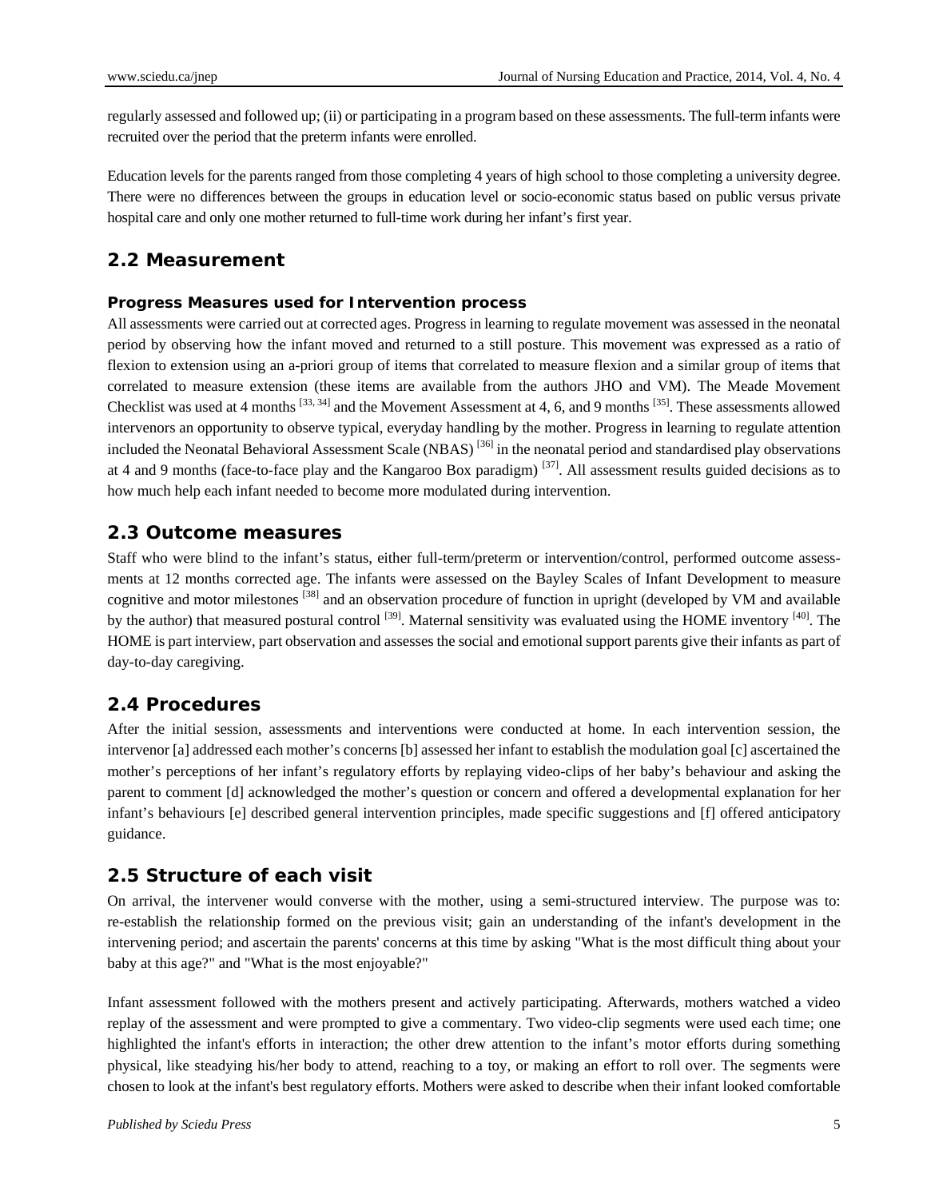regularly assessed and followed up; (ii) or participating in a program based on these assessments. The full-term infants were recruited over the period that the preterm infants were enrolled.

Education levels for the parents ranged from those completing 4 years of high school to those completing a university degree. There were no differences between the groups in education level or socio-economic status based on public versus private hospital care and only one mother returned to full-time work during her infant's first year.

## 2.2 Measurement

### Progress Measures used for Intervention process

All assessments were carried out at corrected ages. Progress in learning to regulate movement was assessed in the neonatal period by observing how the infant moved and returned to a still posture. This movement was expressed as a ratio of flexion to extension using an a-priori group of items that correlated to measure flexion and a similar group of items that correlated to measure extension (these items are available from the authors JHO and VM). The Meade Movement Checklist was used at 4 months [33, 34] and the Movement Assessment at 4, 6, and 9 months [35]. These assessments allowed intervenors an opportunity to observe typical, everyday handling by the mother. Progress in learning to regulate attention included the Neonatal Behavioral Assessment Scale (NBAS) [36] in the neonatal period and standardised play observations at 4 and 9 months (face-to-face play and the Kangaroo Box paradigm) [37]. All assessment results guided decisions as to how much help each infant needed to become more modulated during intervention.

## 2.3 Outcome measures

Staff who were blind to the infant's status, either full-term/preterm or intervention/control, performed outcome assessments at 12 months corrected age. The infants were assessed on the Bayley Scales of Infant Development to measure cognitive and motor milestones [38] and an observation procedure of function in upright (developed by VM and available by the author) that measured postural control [39]. Maternal sensitivity was evaluated using the HOME inventory [40]. The HOME is part interview, part observation and assesses the social and emotional support parents give their infants as part of day-to-day caregiving.

## 2.4 Procedures

After the initial session, assessments and interventions were conducted at home. In each intervention session, the intervenor [a] addressed each mother's concerns [b] assessed her infant to establish the modulation goal [c] ascertained the mother's perceptions of her infant's regulatory efforts by replaying video-clips of her baby's behaviour and asking the parent to comment [d] acknowledged the mother's question or concern and offered a developmental explanation for her infant's behaviours [e] described general intervention principles, made specific suggestions and [f] offered anticipatory guidance.

## 2.5 Structure of each visit

On arrival, the intervener would converse with the mother, using a semi-structured interview. The purpose was to: re-establish the relationship formed on the previous visit; gain an understanding of the infant's development in the intervening period; and ascertain the parents' concerns at this time by asking "What is the most difficult thing about your baby at this age?" and "What is the most enjoyable?"

Infant assessment followed with the mothers present and actively participating. Afterwards, mothers watched a video replay of the assessment and were prompted to give a commentary. Two video-clip segments were used each time; one highlighted the infant's efforts in interaction; the other drew attention to the infant's motor efforts during something physical, like steadying his/her body to attend, reaching to a toy, or making an effort to roll over. The segments were chosen to look at the infant's best regulatory efforts. Mothers were asked to describe when their infant looked comfortable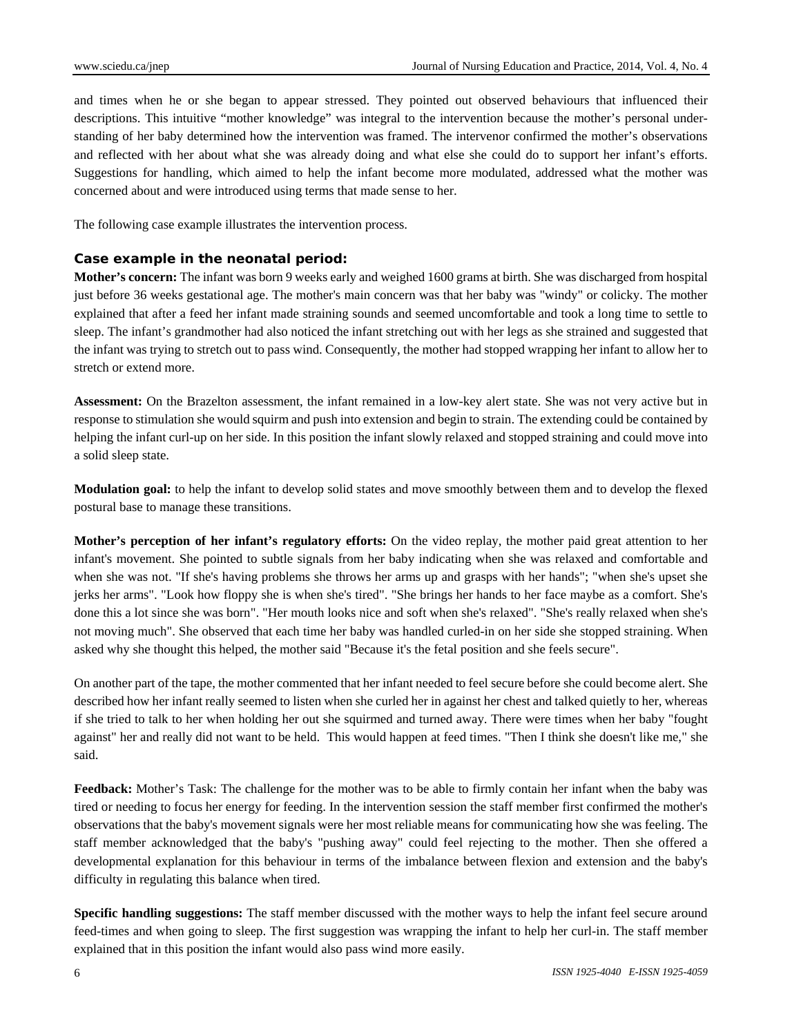and times when he or she began to appear stressed. They pointed out observed behaviours that influenced their descriptions. This intuitive "mother knowledge" was integral to the intervention because the mother's personal understanding of her baby determined how the intervention was framed. The intervenor confirmed the mother's observations and reflected with her about what she was already doing and what else she could do to support her infant's efforts. Suggestions for handling, which aimed to help the infant become more modulated, addressed what the mother was concerned about and were introduced using terms that made sense to her.

The following case example illustrates the intervention process.

### Case example in the neonatal period:

**Mother's concern:** The infant was born 9 weeks early and weighed 1600 grams at birth. She was discharged from hospital just before 36 weeks gestational age. The mother's main concern was that her baby was "windy" or colicky. The mother explained that after a feed her infant made straining sounds and seemed uncomfortable and took a long time to settle to sleep. The infant's grandmother had also noticed the infant stretching out with her legs as she strained and suggested that the infant was trying to stretch out to pass wind. Consequently, the mother had stopped wrapping her infant to allow her to stretch or extend more.

**Assessment:** On the Brazelton assessment, the infant remained in a low-key alert state. She was not very active but in response to stimulation she would squirm and push into extension and begin to strain. The extending could be contained by helping the infant curl-up on her side. In this position the infant slowly relaxed and stopped straining and could move into a solid sleep state.

**Modulation goal:** to help the infant to develop solid states and move smoothly between them and to develop the flexed postural base to manage these transitions.

**Mother's perception of her infant's regulatory efforts:** On the video replay, the mother paid great attention to her infant's movement. She pointed to subtle signals from her baby indicating when she was relaxed and comfortable and when she was not. "If she's having problems she throws her arms up and grasps with her hands"; "when she's upset she jerks her arms". "Look how floppy she is when she's tired". "She brings her hands to her face maybe as a comfort. She's done this a lot since she was born". "Her mouth looks nice and soft when she's relaxed". "She's really relaxed when she's not moving much". She observed that each time her baby was handled curled-in on her side she stopped straining. When asked why she thought this helped, the mother said "Because it's the fetal position and she feels secure".

On another part of the tape, the mother commented that her infant needed to feel secure before she could become alert. She described how her infant really seemed to listen when she curled her in against her chest and talked quietly to her, whereas if she tried to talk to her when holding her out she squirmed and turned away. There were times when her baby "fought against" her and really did not want to be held. This would happen at feed times. "Then I think she doesn't like me," she said.

**Feedback:** Mother's Task: The challenge for the mother was to be able to firmly contain her infant when the baby was tired or needing to focus her energy for feeding. In the intervention session the staff member first confirmed the mother's observations that the baby's movement signals were her most reliable means for communicating how she was feeling. The staff member acknowledged that the baby's "pushing away" could feel rejecting to the mother. Then she offered a developmental explanation for this behaviour in terms of the imbalance between flexion and extension and the baby's difficulty in regulating this balance when tired.

**Specific handling suggestions:** The staff member discussed with the mother ways to help the infant feel secure around feed-times and when going to sleep. The first suggestion was wrapping the infant to help her curl-in. The staff member explained that in this position the infant would also pass wind more easily.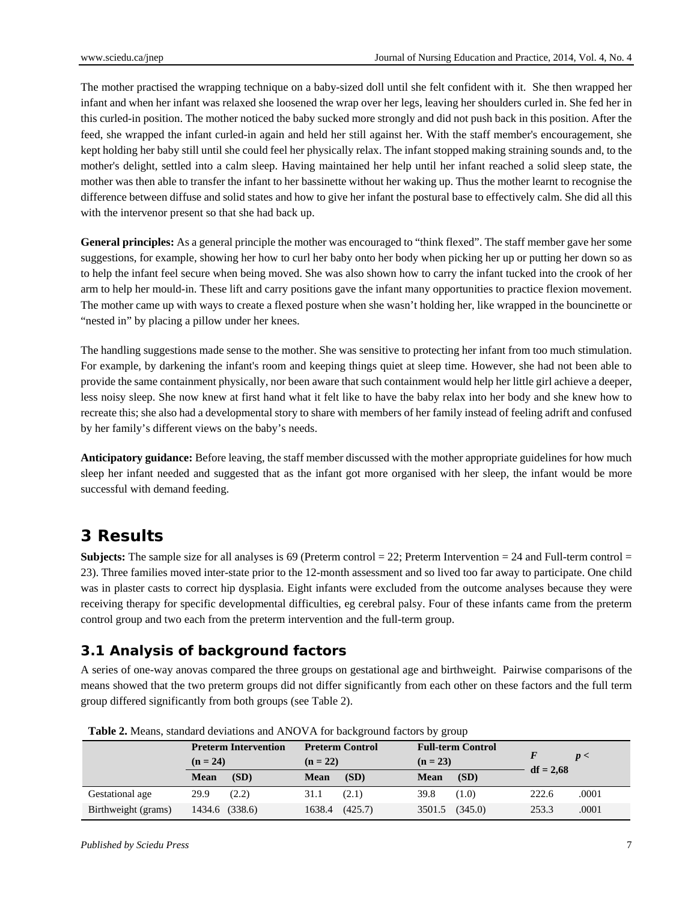The mother practised the wrapping technique on a baby-sized doll until she felt confident with it. She then wrapped her infant and when her infant was relaxed she loosened the wrap over her legs, leaving her shoulders curled in. She fed her in this curled-in position. The mother noticed the baby sucked more strongly and did not push back in this position. After the feed, she wrapped the infant curled-in again and held her still against her. With the staff member's encouragement, she kept holding her baby still until she could feel her physically relax. The infant stopped making straining sounds and, to the mother's delight, settled into a calm sleep. Having maintained her help until her infant reached a solid sleep state, the mother was then able to transfer the infant to her bassinette without her waking up. Thus the mother learnt to recognise the difference between diffuse and solid states and how to give her infant the postural base to effectively calm. She did all this with the intervenor present so that she had back up.

**General principles:** As a general principle the mother was encouraged to "think flexed". The staff member gave her some suggestions, for example, showing her how to curl her baby onto her body when picking her up or putting her down so as to help the infant feel secure when being moved. She was also shown how to carry the infant tucked into the crook of her arm to help her mould-in. These lift and carry positions gave the infant many opportunities to practice flexion movement. The mother came up with ways to create a flexed posture when she wasn't holding her, like wrapped in the bouncinette or "nested in" by placing a pillow under her knees.

The handling suggestions made sense to the mother. She was sensitive to protecting her infant from too much stimulation. For example, by darkening the infant's room and keeping things quiet at sleep time. However, she had not been able to provide the same containment physically, nor been aware that such containment would help her little girl achieve a deeper, less noisy sleep. She now knew at first hand what it felt like to have the baby relax into her body and she knew how to recreate this; she also had a developmental story to share with members of her family instead of feeling adrift and confused by her family's different views on the baby's needs.

**Anticipatory guidance:** Before leaving, the staff member discussed with the mother appropriate guidelines for how much sleep her infant needed and suggested that as the infant got more organised with her sleep, the infant would be more successful with demand feeding.

# 3 Results

**Subjects:** The sample size for all analyses is 69 (Preterm control = 22; Preterm Intervention = 24 and Full-term control = 23). Three families moved inter-state prior to the 12-month assessment and so lived too far away to participate. One child was in plaster casts to correct hip dysplasia. Eight infants were excluded from the outcome analyses because they were receiving therapy for specific developmental difficulties, eg cerebral palsy. Four of these infants came from the preterm control group and two each from the preterm intervention and the full-term group.

## 3.1 Analysis of background factors

A series of one-way anovas compared the three groups on gestational age and birthweight. Pairwise comparisons of the means showed that the two preterm groups did not differ significantly from each other on these factors and the full term group differed significantly from both groups (see Table 2).

**Table 2.** Means, standard deviations and ANOVA for background factors by group

| | Preterm Intervention (n = 24) | | Preterm Control (n = 22) | | Full-term Control (n = 23) | | $F$ df = 2,68 | $p <$ |
|---|---|---|---|---|---|---|---|---|
| | Mean | (SD) | Mean | (SD) | Mean | (SD) | | |
| Gestational age | 29.9 | (2.2) | 31.1 | (2.1) | 39.8 | (1.0) | 222.6 | .0001 |
| Birthweight (grams) | 1434.6 | (338.6) | 1638.4 | (425.7) | 3501.5 | (345.0) | 253.3 | .0001 |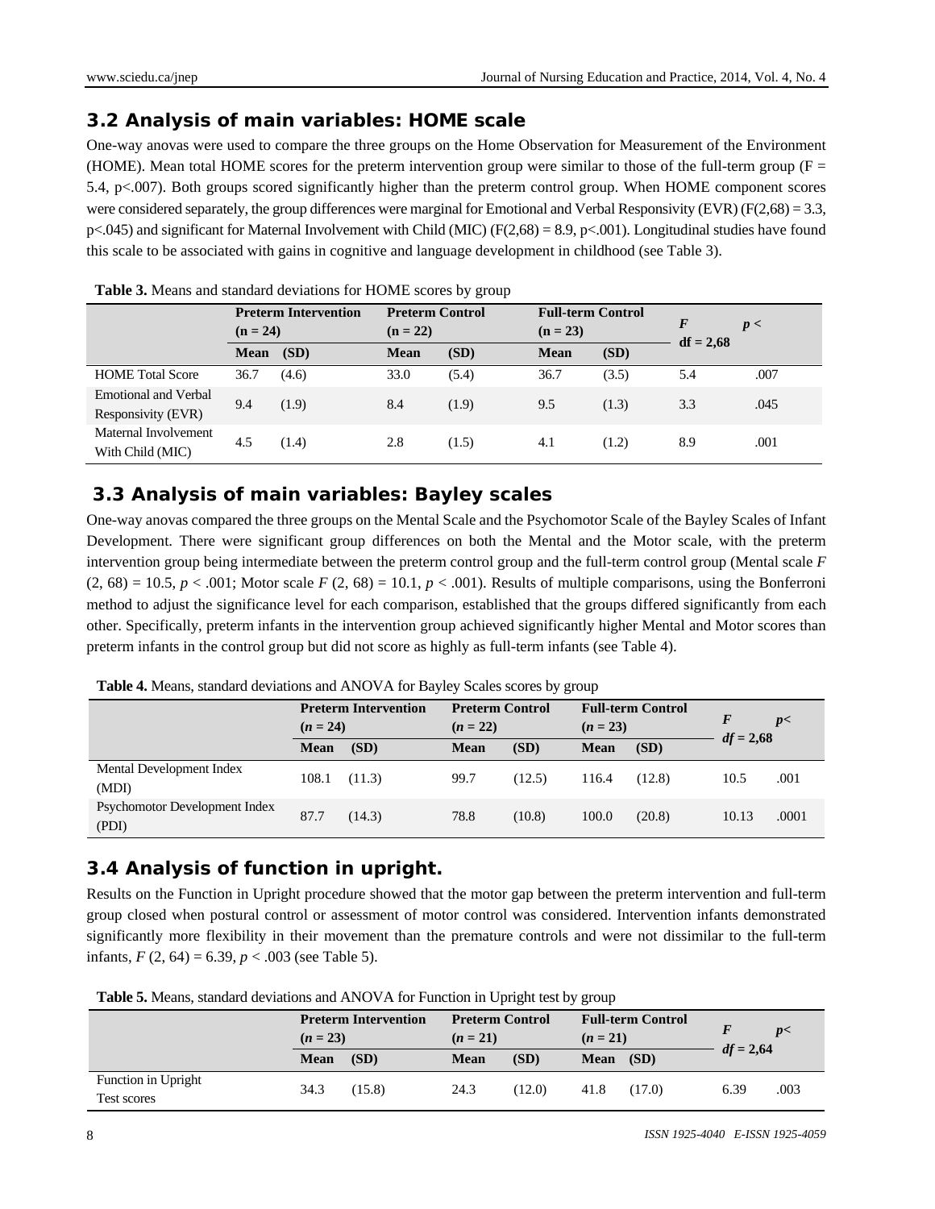## 3.2 Analysis of main variables: HOME scale

One-way anovas were used to compare the three groups on the Home Observation for Measurement of the Environment (HOME). Mean total HOME scores for the preterm intervention group were similar to those of the full-term group ($F = 5.4$, $p<.007$). Both groups scored significantly higher than the preterm control group. When HOME component scores were considered separately, the group differences were marginal for Emotional and Verbal Responsivity (EVR) ($F(2,68) = 3.3$, $p<.045$) and significant for Maternal Involvement with Child (MIC) ($F(2,68) = 8.9$, $p<.001$). Longitudinal studies have found this scale to be associated with gains in cognitive and language development in childhood (see Table 3).

**Table 3.** Means and standard deviations for HOME scores by group

| | **Preterm Intervention (n = 24)** | | **Preterm Control (n = 22)** | | **Full-term Control (n = 23)** | | ***F*** **df = 2,68** | ***p <*** |
|---|---|---|---|---|---|---|---|---|
| | **Mean** | **(SD)** | **Mean** | **(SD)** | **Mean** | **(SD)** | | |
| HOME Total Score | 36.7 | (4.6) | 33.0 | (5.4) | 36.7 | (3.5) | 5.4 | .007 |
| Emotional and Verbal Responsivity (EVR) | 9.4 | (1.9) | 8.4 | (1.9) | 9.5 | (1.3) | 3.3 | .045 |
| Maternal Involvement With Child (MIC) | 4.5 | (1.4) | 2.8 | (1.5) | 4.1 | (1.2) | 8.9 | .001 |

## 3.3 Analysis of main variables: Bayley scales

One-way anovas compared the three groups on the Mental Scale and the Psychomotor Scale of the Bayley Scales of Infant Development. There were significant group differences on both the Mental and the Motor scale, with the preterm intervention group being intermediate between the preterm control group and the full-term control group (Mental scale $F(2, 68) = 10.5$, $p < .001$; Motor scale $F(2, 68) = 10.1$, $p < .001$). Results of multiple comparisons, using the Bonferroni method to adjust the significance level for each comparison, established that the groups differed significantly from each other. Specifically, preterm infants in the intervention group achieved significantly higher Mental and Motor scores than preterm infants in the control group but did not score as highly as full-term infants (see Table 4).

**Table 4.** Means, standard deviations and ANOVA for Bayley Scales scores by group

| | **Preterm Intervention (*n* = 24)** | | **Preterm Control (*n* = 22)** | | **Full-term Control (*n* = 23)** | | ***F*** ***df* = 2,68** | ***p<*** |
|---|---|---|---|---|---|---|---|---|
| | **Mean** | **(SD)** | **Mean** | **(SD)** | **Mean** | **(SD)** | | |
| Mental Development Index (MDI) | 108.1 | (11.3) | 99.7 | (12.5) | 116.4 | (12.8) | 10.5 | .001 |
| Psychomotor Development Index (PDI) | 87.7 | (14.3) | 78.8 | (10.8) | 100.0 | (20.8) | 10.13 | .0001 |

## 3.4 Analysis of function in upright.

Results on the Function in Upright procedure showed that the motor gap between the preterm intervention and full-term group closed when postural control or assessment of motor control was considered. Intervention infants demonstrated significantly more flexibility in their movement than the premature controls and were not dissimilar to the full-term infants, $F(2, 64) = 6.39$, $p < .003$ (see Table 5).

**Table 5.** Means, standard deviations and ANOVA for Function in Upright test by group

| | **Preterm Intervention (*n* = 23)** | | **Preterm Control (*n* = 21)** | | **Full-term Control (*n* = 21)** | | ***F*** ***df* = 2,64** | ***p<*** |
|---|---|---|---|---|---|---|---|---|
| | **Mean** | **(SD)** | **Mean** | **(SD)** | **Mean** | **(SD)** | | |
| Function in Upright Test scores | 34.3 | (15.8) | 24.3 | (12.0) | 41.8 | (17.0) | 6.39 | .003 |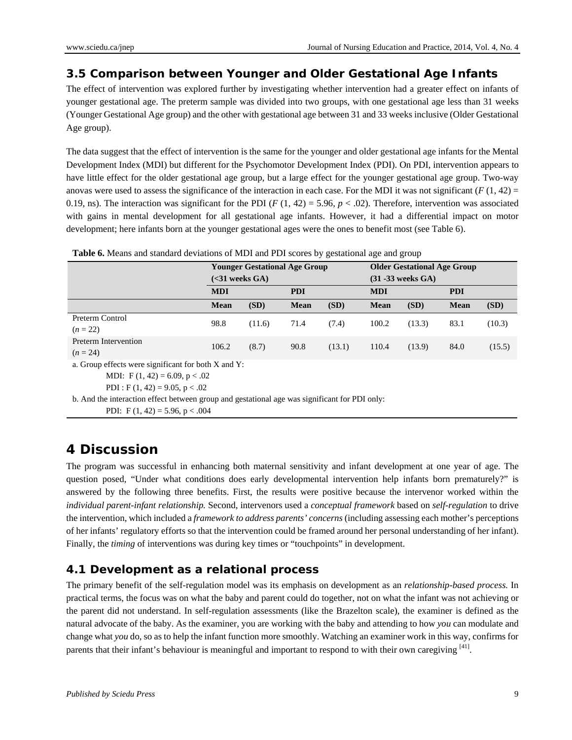## 3.5 Comparison between Younger and Older Gestational Age Infants

The effect of intervention was explored further by investigating whether intervention had a greater effect on infants of younger gestational age. The preterm sample was divided into two groups, with one gestational age less than 31 weeks (Younger Gestational Age group) and the other with gestational age between 31 and 33 weeks inclusive (Older Gestational Age group).

The data suggest that the effect of intervention is the same for the younger and older gestational age infants for the Mental Development Index (MDI) but different for the Psychomotor Development Index (PDI). On PDI, intervention appears to have little effect for the older gestational age group, but a large effect for the younger gestational age group. Two-way anovas were used to assess the significance of the interaction in each case. For the MDI it was not significant ($F$ (1, 42) = 0.19, ns). The interaction was significant for the PDI ($F$ (1, 42) = 5.96, $p < .02$). Therefore, intervention was associated with gains in mental development for all gestational age infants. However, it had a differential impact on motor development; here infants born at the younger gestational ages were the ones to benefit most (see Table 6).

**Table 6.** Means and standard deviations of MDI and PDI scores by gestational age and group

| | Younger Gestational Age Group (<31 weeks GA) | | | | Older Gestational Age Group (31 -33 weeks GA) | | | |
|---|---|---|---|---|---|---|---|---|
| | MDI | | PDI | | MDI | | PDI | |
| | Mean | (SD) | Mean | (SD) | Mean | (SD) | Mean | (SD) |
| Preterm Control ($n$ = 22) | 98.8 | (11.6) | 71.4 | (7.4) | 100.2 | (13.3) | 83.1 | (10.3) |
| Preterm Intervention ($n$ = 24) | 106.2 | (8.7) | 90.8 | (13.1) | 110.4 | (13.9) | 84.0 | (15.5) |

a. Group effects were significant for both X and Y:

MDI: F (1, 42) = 6.09, p < .02

PDI : F (1, 42) = 9.05, p < .02

b. And the interaction effect between group and gestational age was significant for PDI only:

PDI: F (1, 42) = 5.96, p < .004

# 4 Discussion

The program was successful in enhancing both maternal sensitivity and infant development at one year of age. The question posed, "Under what conditions does early developmental intervention help infants born prematurely?" is answered by the following three benefits. First, the results were positive because the intervenor worked within the *individual parent-infant relationship.* Second, intervenors used a *conceptual framework* based on *self-regulation* to drive the intervention, which included a *framework to address parents' concerns* (including assessing each mother's perceptions of her infants' regulatory efforts so that the intervention could be framed around her personal understanding of her infant). Finally, the *timing* of interventions was during key times or "touchpoints" in development.

## 4.1 Development as a relational process

The primary benefit of the self-regulation model was its emphasis on development as an *relationship-based process.* In practical terms, the focus was on what the baby and parent could do together, not on what the infant was not achieving or the parent did not understand. In self-regulation assessments (like the Brazelton scale), the examiner is defined as the natural advocate of the baby. As the examiner, you are working with the baby and attending to how *you* can modulate and change what *you* do, so as to help the infant function more smoothly. Watching an examiner work in this way, confirms for parents that their infant's behaviour is meaningful and important to respond to with their own caregiving [41].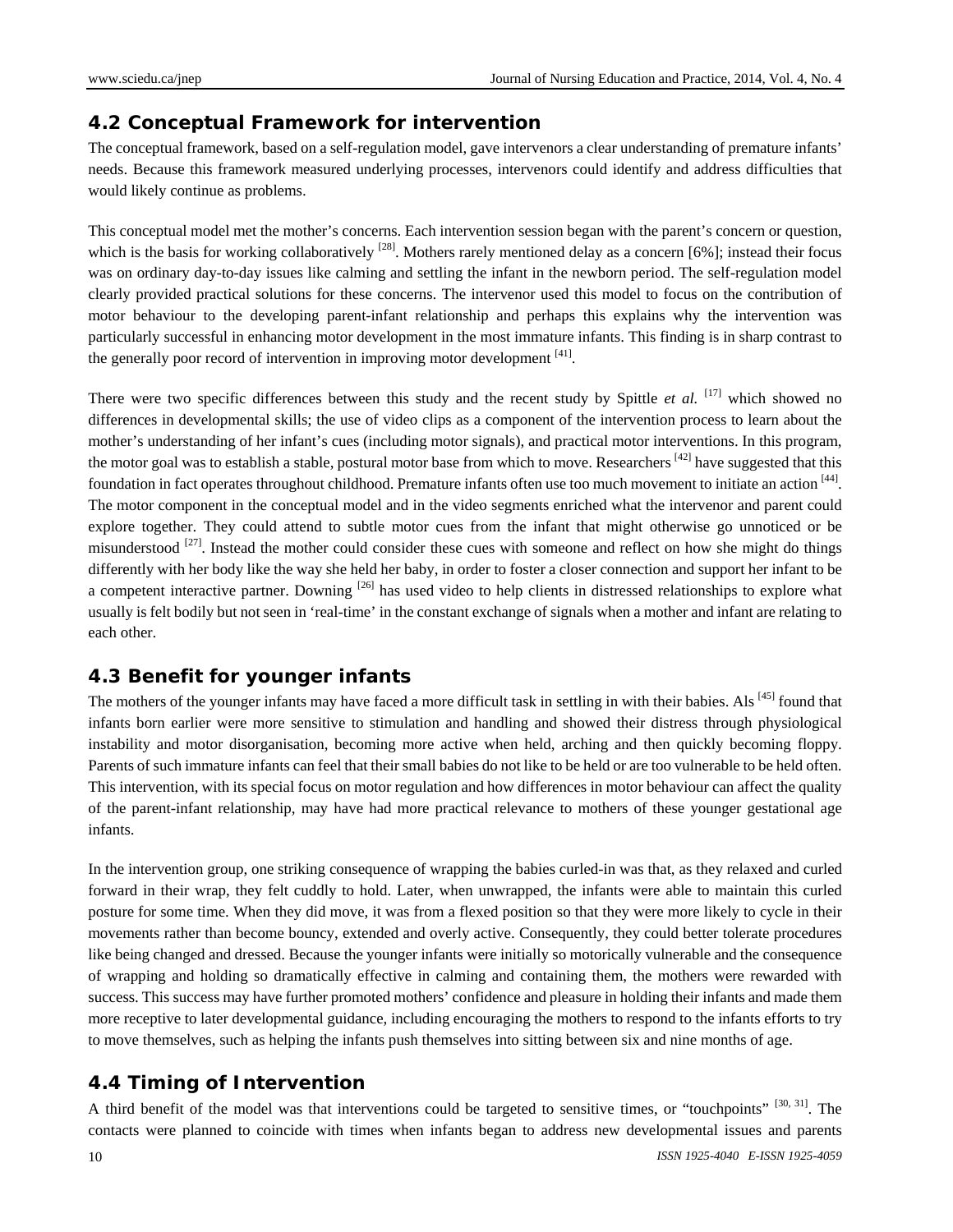## 4.2 Conceptual Framework for intervention

The conceptual framework, based on a self-regulation model, gave intervenors a clear understanding of premature infants' needs. Because this framework measured underlying processes, intervenors could identify and address difficulties that would likely continue as problems.

This conceptual model met the mother's concerns. Each intervention session began with the parent's concern or question, which is the basis for working collaboratively [28]. Mothers rarely mentioned delay as a concern [6%]; instead their focus was on ordinary day-to-day issues like calming and settling the infant in the newborn period. The self-regulation model clearly provided practical solutions for these concerns. The intervenor used this model to focus on the contribution of motor behaviour to the developing parent-infant relationship and perhaps this explains why the intervention was particularly successful in enhancing motor development in the most immature infants. This finding is in sharp contrast to the generally poor record of intervention in improving motor development [41].

There were two specific differences between this study and the recent study by Spittle *et al.* [17] which showed no differences in developmental skills; the use of video clips as a component of the intervention process to learn about the mother's understanding of her infant's cues (including motor signals), and practical motor interventions. In this program, the motor goal was to establish a stable, postural motor base from which to move. Researchers [42] have suggested that this foundation in fact operates throughout childhood. Premature infants often use too much movement to initiate an action [44]. The motor component in the conceptual model and in the video segments enriched what the intervenor and parent could explore together. They could attend to subtle motor cues from the infant that might otherwise go unnoticed or be misunderstood [27]. Instead the mother could consider these cues with someone and reflect on how she might do things differently with her body like the way she held her baby, in order to foster a closer connection and support her infant to be a competent interactive partner. Downing [26] has used video to help clients in distressed relationships to explore what usually is felt bodily but not seen in 'real-time' in the constant exchange of signals when a mother and infant are relating to each other.

## 4.3 Benefit for younger infants

The mothers of the younger infants may have faced a more difficult task in settling in with their babies. Als [45] found that infants born earlier were more sensitive to stimulation and handling and showed their distress through physiological instability and motor disorganisation, becoming more active when held, arching and then quickly becoming floppy. Parents of such immature infants can feel that their small babies do not like to be held or are too vulnerable to be held often. This intervention, with its special focus on motor regulation and how differences in motor behaviour can affect the quality of the parent-infant relationship, may have had more practical relevance to mothers of these younger gestational age infants.

In the intervention group, one striking consequence of wrapping the babies curled-in was that, as they relaxed and curled forward in their wrap, they felt cuddly to hold. Later, when unwrapped, the infants were able to maintain this curled posture for some time. When they did move, it was from a flexed position so that they were more likely to cycle in their movements rather than become bouncy, extended and overly active. Consequently, they could better tolerate procedures like being changed and dressed. Because the younger infants were initially so motorically vulnerable and the consequence of wrapping and holding so dramatically effective in calming and containing them, the mothers were rewarded with success. This success may have further promoted mothers' confidence and pleasure in holding their infants and made them more receptive to later developmental guidance, including encouraging the mothers to respond to the infants efforts to try to move themselves, such as helping the infants push themselves into sitting between six and nine months of age.

## 4.4 Timing of Intervention

A third benefit of the model was that interventions could be targeted to sensitive times, or "touchpoints" [30, 31]. The contacts were planned to coincide with times when infants began to address new developmental issues and parents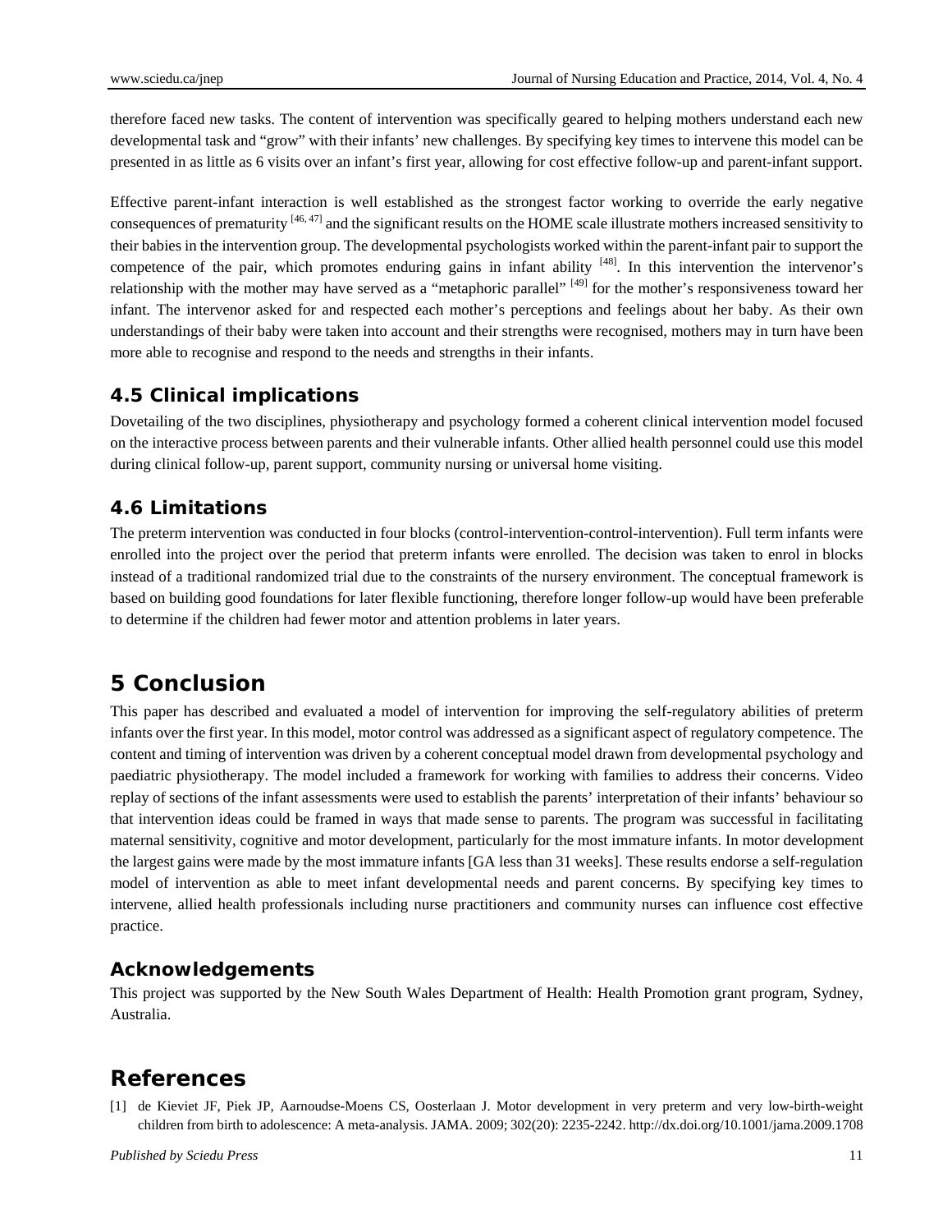therefore faced new tasks. The content of intervention was specifically geared to helping mothers understand each new developmental task and "grow" with their infants' new challenges. By specifying key times to intervene this model can be presented in as little as 6 visits over an infant's first year, allowing for cost effective follow-up and parent-infant support.

Effective parent-infant interaction is well established as the strongest factor working to override the early negative consequences of prematurity [46, 47] and the significant results on the HOME scale illustrate mothers increased sensitivity to their babies in the intervention group. The developmental psychologists worked within the parent-infant pair to support the competence of the pair, which promotes enduring gains in infant ability [48]. In this intervention the intervenor's relationship with the mother may have served as a "metaphoric parallel" [49] for the mother's responsiveness toward her infant. The intervenor asked for and respected each mother's perceptions and feelings about her baby. As their own understandings of their baby were taken into account and their strengths were recognised, mothers may in turn have been more able to recognise and respond to the needs and strengths in their infants.

### 4.5 Clinical implications

Dovetailing of the two disciplines, physiotherapy and psychology formed a coherent clinical intervention model focused on the interactive process between parents and their vulnerable infants. Other allied health personnel could use this model during clinical follow-up, parent support, community nursing or universal home visiting.

### 4.6 Limitations

The preterm intervention was conducted in four blocks (control-intervention-control-intervention). Full term infants were enrolled into the project over the period that preterm infants were enrolled. The decision was taken to enrol in blocks instead of a traditional randomized trial due to the constraints of the nursery environment. The conceptual framework is based on building good foundations for later flexible functioning, therefore longer follow-up would have been preferable to determine if the children had fewer motor and attention problems in later years.

## 5 Conclusion

This paper has described and evaluated a model of intervention for improving the self-regulatory abilities of preterm infants over the first year. In this model, motor control was addressed as a significant aspect of regulatory competence. The content and timing of intervention was driven by a coherent conceptual model drawn from developmental psychology and paediatric physiotherapy. The model included a framework for working with families to address their concerns. Video replay of sections of the infant assessments were used to establish the parents' interpretation of their infants' behaviour so that intervention ideas could be framed in ways that made sense to parents. The program was successful in facilitating maternal sensitivity, cognitive and motor development, particularly for the most immature infants. In motor development the largest gains were made by the most immature infants [GA less than 31 weeks]. These results endorse a self-regulation model of intervention as able to meet infant developmental needs and parent concerns. By specifying key times to intervene, allied health professionals including nurse practitioners and community nurses can influence cost effective practice.

### Acknowledgements

This project was supported by the New South Wales Department of Health: Health Promotion grant program, Sydney, Australia.

## References

[1] de Kieviet JF, Piek JP, Aarnoudse-Moens CS, Oosterlaan J. Motor development in very preterm and very low-birth-weight children from birth to adolescence: A meta-analysis. JAMA. 2009; 302(20): 2235-2242. http://dx.doi.org/10.1001/jama.2009.1708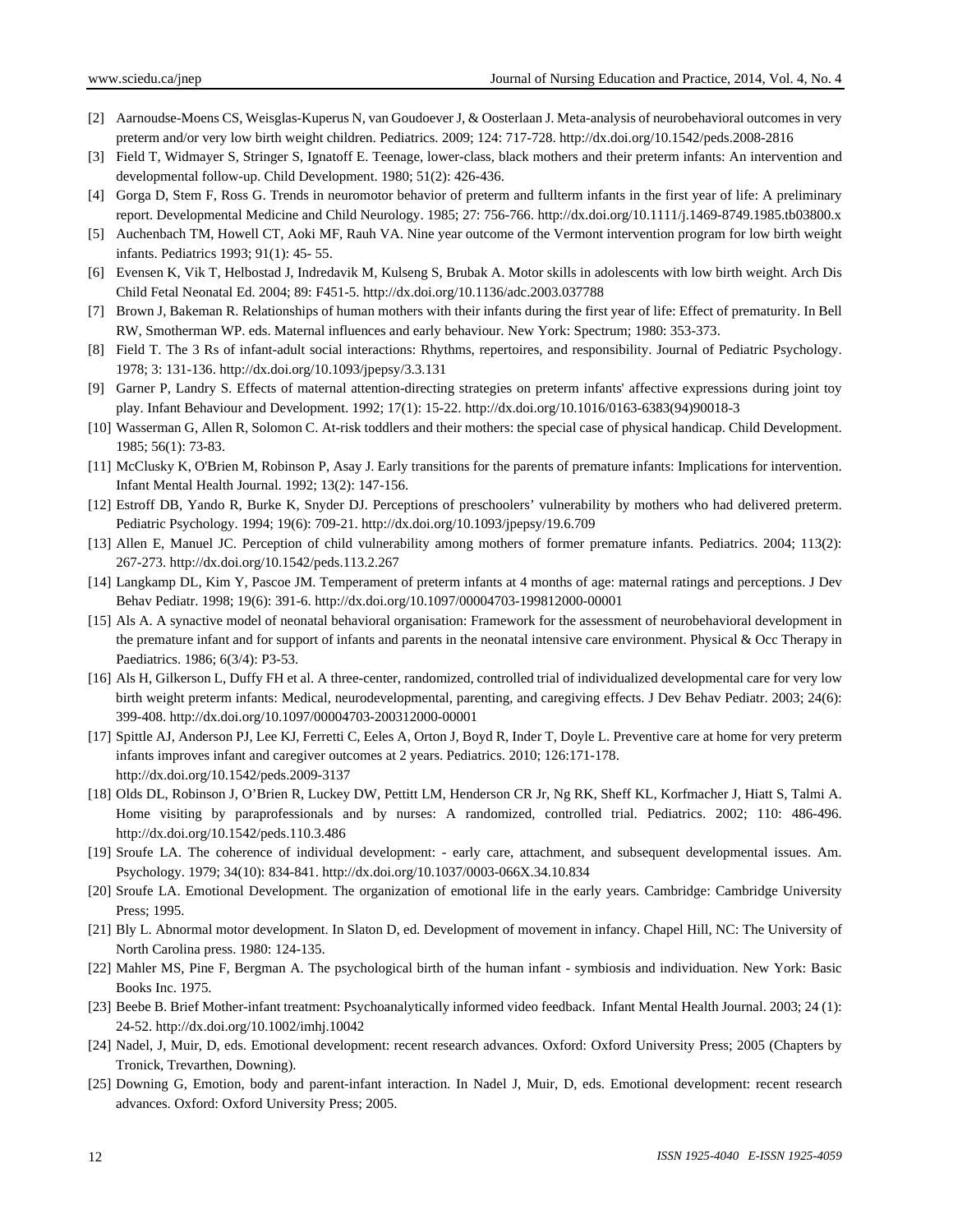[2] Aarnoudse-Moens CS, Weisglas-Kuperus N, van Goudoever J, & Oosterlaan J. Meta-analysis of neurobehavioral outcomes in very preterm and/or very low birth weight children. Pediatrics. 2009; 124: 717-728. http://dx.doi.org/10.1542/peds.2008-2816

[3] Field T, Widmayer S, Stringer S, Ignatoff E. Teenage, lower-class, black mothers and their preterm infants: An intervention and developmental follow-up. Child Development. 1980; 51(2): 426-436.

[4] Gorga D, Stem F, Ross G. Trends in neuromotor behavior of preterm and fullterm infants in the first year of life: A preliminary report. Developmental Medicine and Child Neurology. 1985; 27: 756-766. http://dx.doi.org/10.1111/j.1469-8749.1985.tb03800.x

[5] Auchenbach TM, Howell CT, Aoki MF, Rauh VA. Nine year outcome of the Vermont intervention program for low birth weight infants. Pediatrics 1993; 91(1): 45- 55.

[6] Evensen K, Vik T, Helbostad J, Indredavik M, Kulseng S, Brubak A. Motor skills in adolescents with low birth weight. Arch Dis Child Fetal Neonatal Ed. 2004; 89: F451-5. http://dx.doi.org/10.1136/adc.2003.037788

[7] Brown J, Bakeman R. Relationships of human mothers with their infants during the first year of life: Effect of prematurity. In Bell RW, Smotherman WP. eds. Maternal influences and early behaviour. New York: Spectrum; 1980: 353-373.

[8] Field T. The 3 Rs of infant-adult social interactions: Rhythms, repertoires, and responsibility. Journal of Pediatric Psychology. 1978; 3: 131-136. http://dx.doi.org/10.1093/jpepsy/3.3.131

[9] Garner P, Landry S. Effects of maternal attention-directing strategies on preterm infants' affective expressions during joint toy play. Infant Behaviour and Development. 1992; 17(1): 15-22. http://dx.doi.org/10.1016/0163-6383(94)90018-3

[10] Wasserman G, Allen R, Solomon C. At-risk toddlers and their mothers: the special case of physical handicap. Child Development. 1985; 56(1): 73-83.

[11] McClusky K, O'Brien M, Robinson P, Asay J. Early transitions for the parents of premature infants: Implications for intervention. Infant Mental Health Journal. 1992; 13(2): 147-156.

[12] Estroff DB, Yando R, Burke K, Snyder DJ. Perceptions of preschoolers' vulnerability by mothers who had delivered preterm. Pediatric Psychology. 1994; 19(6): 709-21. http://dx.doi.org/10.1093/jpepsy/19.6.709

[13] Allen E, Manuel JC. Perception of child vulnerability among mothers of former premature infants. Pediatrics. 2004; 113(2): 267-273. http://dx.doi.org/10.1542/peds.113.2.267

[14] Langkamp DL, Kim Y, Pascoe JM. Temperament of preterm infants at 4 months of age: maternal ratings and perceptions. J Dev Behav Pediatr. 1998; 19(6): 391-6. http://dx.doi.org/10.1097/00004703-199812000-00001

[15] Als A. A synactive model of neonatal behavioral organisation: Framework for the assessment of neurobehavioral development in the premature infant and for support of infants and parents in the neonatal intensive care environment. Physical & Occ Therapy in Paediatrics. 1986; 6(3/4): P3-53.

[16] Als H, Gilkerson L, Duffy FH et al. A three-center, randomized, controlled trial of individualized developmental care for very low birth weight preterm infants: Medical, neurodevelopmental, parenting, and caregiving effects. J Dev Behav Pediatr. 2003; 24(6): 399-408. http://dx.doi.org/10.1097/00004703-200312000-00001

[17] Spittle AJ, Anderson PJ, Lee KJ, Ferretti C, Eeles A, Orton J, Boyd R, Inder T, Doyle L. Preventive care at home for very preterm infants improves infant and caregiver outcomes at 2 years. Pediatrics. 2010; 126:171-178. http://dx.doi.org/10.1542/peds.2009-3137

[18] Olds DL, Robinson J, O'Brien R, Luckey DW, Pettitt LM, Henderson CR Jr, Ng RK, Sheff KL, Korfmacher J, Hiatt S, Talmi A. Home visiting by paraprofessionals and by nurses: A randomized, controlled trial. Pediatrics. 2002; 110: 486-496. http://dx.doi.org/10.1542/peds.110.3.486

[19] Sroufe LA. The coherence of individual development: - early care, attachment, and subsequent developmental issues. Am. Psychology. 1979; 34(10): 834-841. http://dx.doi.org/10.1037/0003-066X.34.10.834

[20] Sroufe LA. Emotional Development. The organization of emotional life in the early years. Cambridge: Cambridge University Press; 1995.

[21] Bly L. Abnormal motor development. In Slaton D, ed. Development of movement in infancy. Chapel Hill, NC: The University of North Carolina press. 1980: 124-135.

[22] Mahler MS, Pine F, Bergman A. The psychological birth of the human infant - symbiosis and individuation. New York: Basic Books Inc. 1975.

[23] Beebe B. Brief Mother-infant treatment: Psychoanalytically informed video feedback. Infant Mental Health Journal. 2003; 24 (1): 24-52. http://dx.doi.org/10.1002/imhj.10042

[24] Nadel, J, Muir, D, eds. Emotional development: recent research advances. Oxford: Oxford University Press; 2005 (Chapters by Tronick, Trevarthen, Downing).

[25] Downing G, Emotion, body and parent-infant interaction. In Nadel J, Muir, D, eds. Emotional development: recent research advances. Oxford: Oxford University Press; 2005.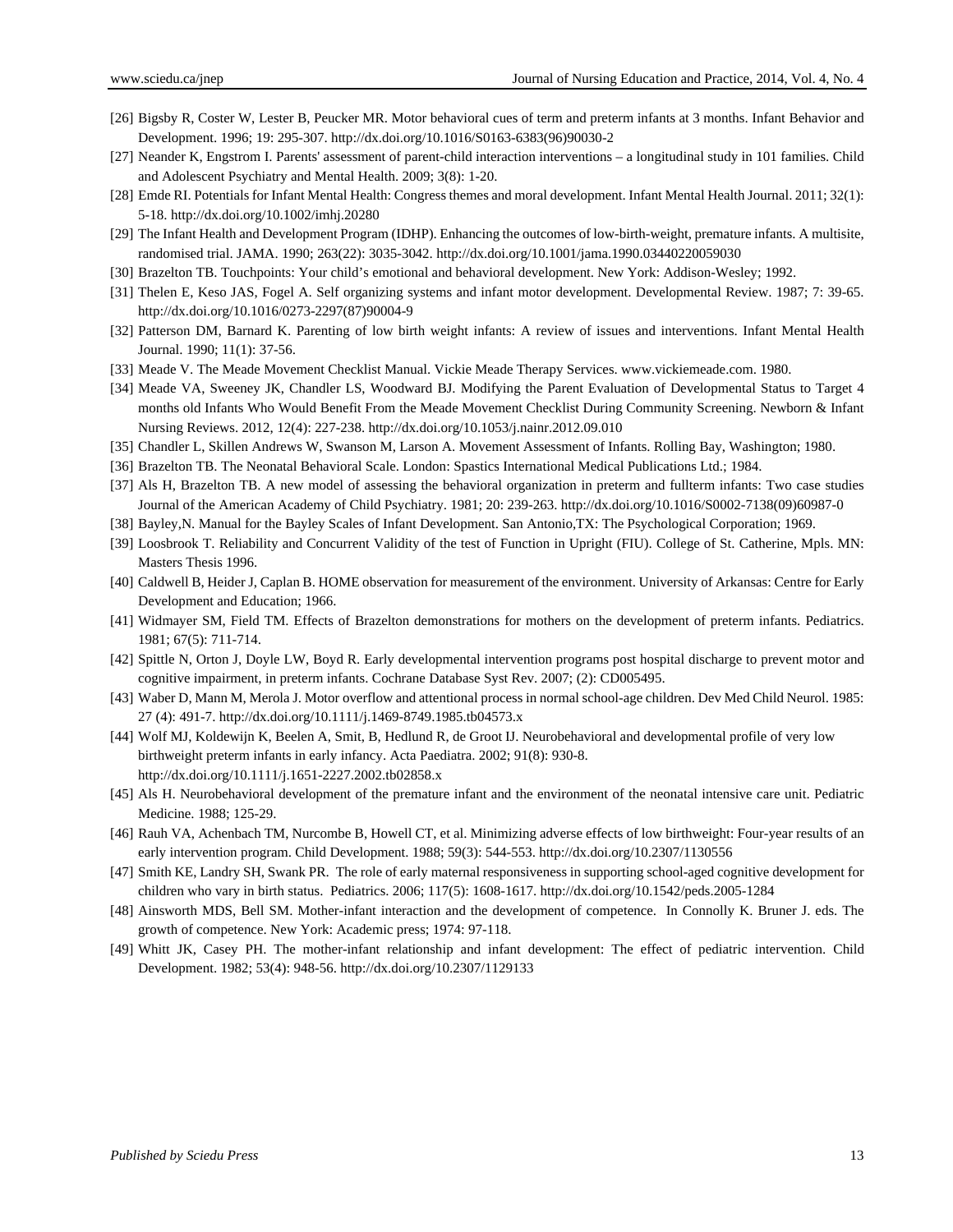[26] Bigsby R, Coster W, Lester B, Peucker MR. Motor behavioral cues of term and preterm infants at 3 months. Infant Behavior and Development. 1996; 19: 295-307. http://dx.doi.org/10.1016/S0163-6383(96)90030-2

[27] Neander K, Engstrom I. Parents' assessment of parent-child interaction interventions – a longitudinal study in 101 families. Child and Adolescent Psychiatry and Mental Health. 2009; 3(8): 1-20.

[28] Emde RI. Potentials for Infant Mental Health: Congress themes and moral development. Infant Mental Health Journal. 2011; 32(1): 5-18. http://dx.doi.org/10.1002/imhj.20280

[29] The Infant Health and Development Program (IDHP). Enhancing the outcomes of low-birth-weight, premature infants. A multisite, randomised trial. JAMA. 1990; 263(22): 3035-3042. http://dx.doi.org/10.1001/jama.1990.03440220059030

[30] Brazelton TB. Touchpoints: Your child's emotional and behavioral development. New York: Addison-Wesley; 1992.

[31] Thelen E, Keso JAS, Fogel A. Self organizing systems and infant motor development. Developmental Review. 1987; 7: 39-65. http://dx.doi.org/10.1016/0273-2297(87)90004-9

[32] Patterson DM, Barnard K. Parenting of low birth weight infants: A review of issues and interventions. Infant Mental Health Journal. 1990; 11(1): 37-56.

[33] Meade V. The Meade Movement Checklist Manual. Vickie Meade Therapy Services. www.vickiemeade.com. 1980.

[34] Meade VA, Sweeney JK, Chandler LS, Woodward BJ. Modifying the Parent Evaluation of Developmental Status to Target 4 months old Infants Who Would Benefit From the Meade Movement Checklist During Community Screening. Newborn & Infant Nursing Reviews. 2012, 12(4): 227-238. http://dx.doi.org/10.1053/j.nainr.2012.09.010

[35] Chandler L, Skillen Andrews W, Swanson M, Larson A. Movement Assessment of Infants. Rolling Bay, Washington; 1980.

[36] Brazelton TB. The Neonatal Behavioral Scale. London: Spastics International Medical Publications Ltd.; 1984.

[37] Als H, Brazelton TB. A new model of assessing the behavioral organization in preterm and fullterm infants: Two case studies Journal of the American Academy of Child Psychiatry. 1981; 20: 239-263. http://dx.doi.org/10.1016/S0002-7138(09)60987-0

[38] Bayley,N. Manual for the Bayley Scales of Infant Development. San Antonio,TX: The Psychological Corporation; 1969.

[39] Loosbrook T. Reliability and Concurrent Validity of the test of Function in Upright (FIU). College of St. Catherine, Mpls. MN: Masters Thesis 1996.

[40] Caldwell B, Heider J, Caplan B. HOME observation for measurement of the environment. University of Arkansas: Centre for Early Development and Education; 1966.

[41] Widmayer SM, Field TM. Effects of Brazelton demonstrations for mothers on the development of preterm infants. Pediatrics. 1981; 67(5): 711-714.

[42] Spittle N, Orton J, Doyle LW, Boyd R. Early developmental intervention programs post hospital discharge to prevent motor and cognitive impairment, in preterm infants. Cochrane Database Syst Rev. 2007; (2): CD005495.

[43] Waber D, Mann M, Merola J. Motor overflow and attentional process in normal school-age children. Dev Med Child Neurol. 1985: 27 (4): 491-7. http://dx.doi.org/10.1111/j.1469-8749.1985.tb04573.x

[44] Wolf MJ, Koldewijn K, Beelen A, Smit, B, Hedlund R, de Groot IJ. Neurobehavioral and developmental profile of very low birthweight preterm infants in early infancy. Acta Paediatra. 2002; 91(8): 930-8. http://dx.doi.org/10.1111/j.1651-2227.2002.tb02858.x

[45] Als H. Neurobehavioral development of the premature infant and the environment of the neonatal intensive care unit. Pediatric Medicine. 1988; 125-29.

[46] Rauh VA, Achenbach TM, Nurcombe B, Howell CT, et al. Minimizing adverse effects of low birthweight: Four-year results of an early intervention program. Child Development. 1988; 59(3): 544-553. http://dx.doi.org/10.2307/1130556

[47] Smith KE, Landry SH, Swank PR. The role of early maternal responsiveness in supporting school-aged cognitive development for children who vary in birth status. Pediatrics. 2006; 117(5): 1608-1617. http://dx.doi.org/10.1542/peds.2005-1284

[48] Ainsworth MDS, Bell SM. Mother-infant interaction and the development of competence. In Connolly K. Bruner J. eds. The growth of competence. New York: Academic press; 1974: 97-118.

[49] Whitt JK, Casey PH. The mother-infant relationship and infant development: The effect of pediatric intervention. Child Development. 1982; 53(4): 948-56. http://dx.doi.org/10.2307/1129133